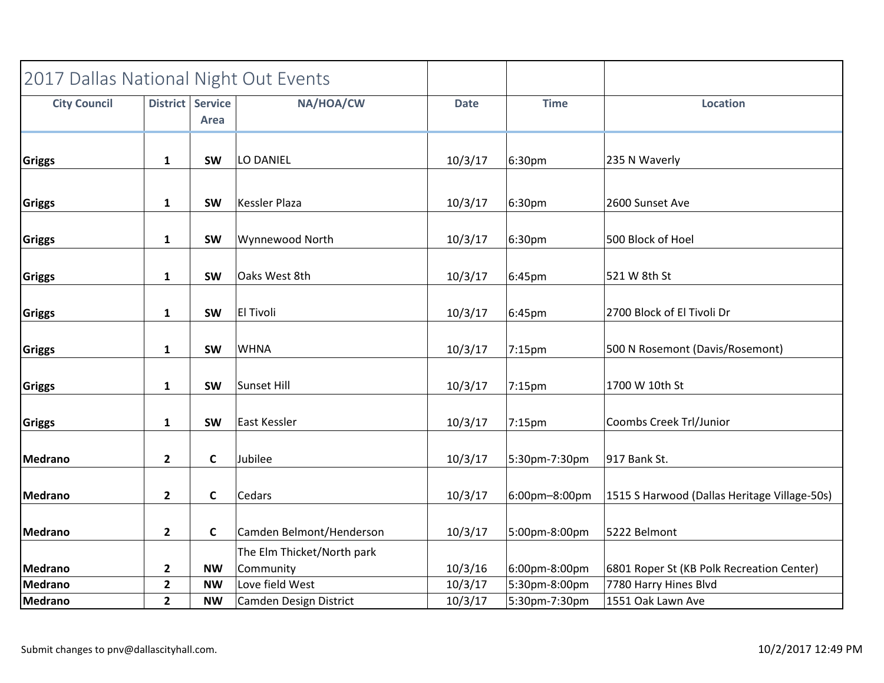# 2017 Dallas National Night Out Events

| City Council | District | Service Area | NA/HOA/CW | Date | Time | Location |
|---|---|---|---|---|---|---|
| **Griggs** | **1** | **SW** | LO DANIEL | 10/3/17 | 6:30pm | 235 N Waverly |
| **Griggs** | **1** | **SW** | Kessler Plaza | 10/3/17 | 6:30pm | 2600 Sunset Ave |
| **Griggs** | **1** | **SW** | Wynnewood North | 10/3/17 | 6:30pm | 500 Block of Hoel |
| **Griggs** | **1** | **SW** | Oaks West 8th | 10/3/17 | 6:45pm | 521 W 8th St |
| **Griggs** | **1** | **SW** | El Tivoli | 10/3/17 | 6:45pm | 2700 Block of El Tivoli Dr |
| **Griggs** | **1** | **SW** | WHNA | 10/3/17 | 7:15pm | 500 N Rosemont (Davis/Rosemont) |
| **Griggs** | **1** | **SW** | Sunset Hill | 10/3/17 | 7:15pm | 1700 W 10th St |
| **Griggs** | **1** | **SW** | East Kessler | 10/3/17 | 7:15pm | Coombs Creek Trl/Junior |
| **Medrano** | **2** | **C** | Jubilee | 10/3/17 | 5:30pm-7:30pm | 917 Bank St. |
| **Medrano** | **2** | **C** | Cedars | 10/3/17 | 6:00pm–8:00pm | 1515 S Harwood (Dallas Heritage Village-50s) |
| **Medrano** | **2** | **C** | Camden Belmont/Henderson | 10/3/17 | 5:00pm-8:00pm | 5222 Belmont |
| **Medrano** | **2** | **NW** | The Elm Thicket/North park Community | 10/3/16 | 6:00pm-8:00pm | 6801 Roper St (KB Polk Recreation Center) |
| **Medrano** | **2** | **NW** | Love field West | 10/3/17 | 5:30pm-8:00pm | 7780 Harry Hines Blvd |
| **Medrano** | **2** | **NW** | Camden Design District | 10/3/17 | 5:30pm-7:30pm | 1551 Oak Lawn Ave |

Submit changes to pnv@dallascityhall.com.

10/2/2017 12:49 PM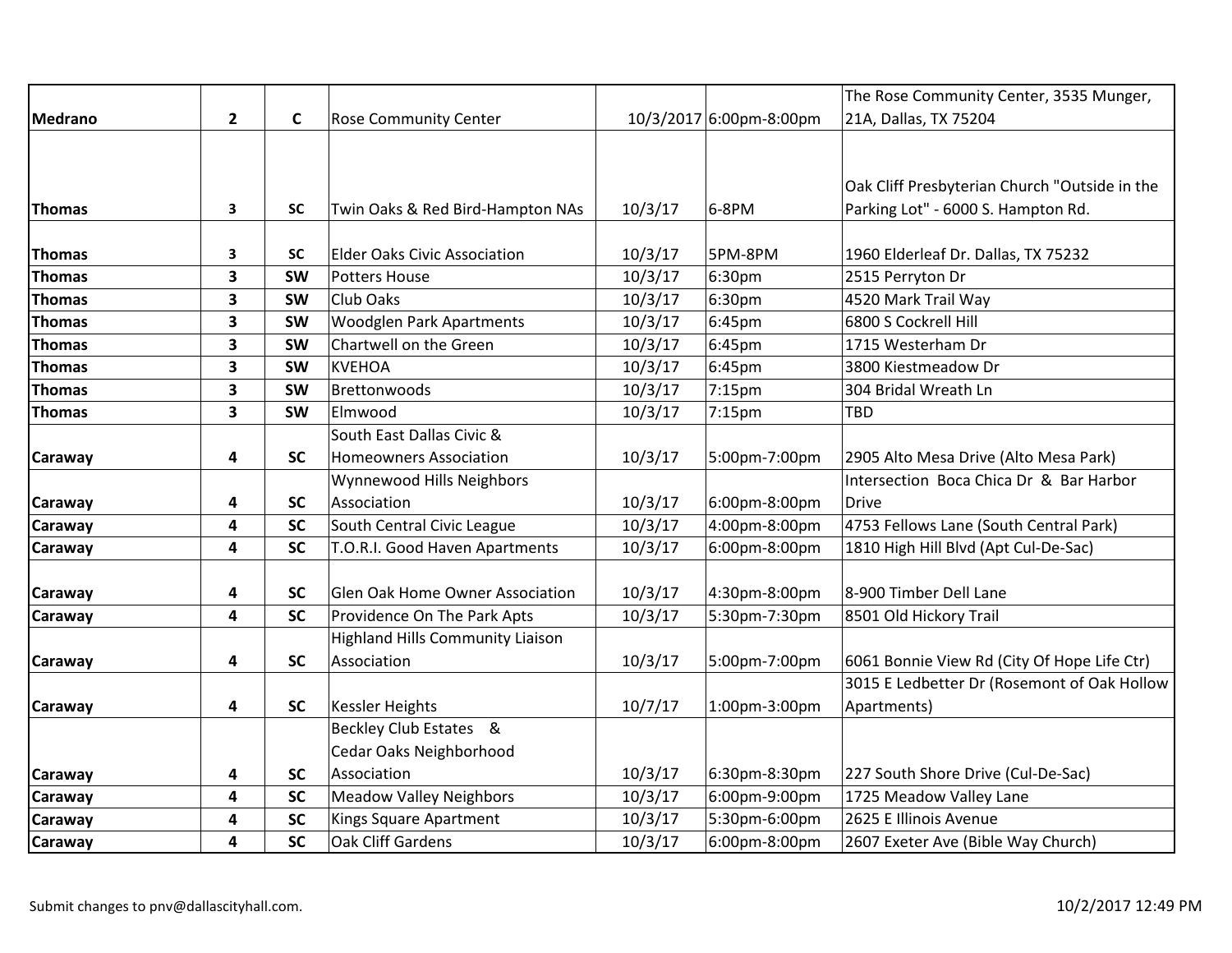| | | | | | | |
|---|---|---|---|---|---|---|
| **Medrano** | **2** | **C** | Rose Community Center | 10/3/2017 | 6:00pm-8:00pm | The Rose Community Center, 3535 Munger, 21A, Dallas, TX 75204 |
| **Thomas** | **3** | **SC** | Twin Oaks & Red Bird-Hampton NAs | 10/3/17 | 6-8PM | Oak Cliff Presbyterian Church "Outside in the Parking Lot" - 6000 S. Hampton Rd. |
| **Thomas** | **3** | **SC** | Elder Oaks Civic Association | 10/3/17 | 5PM-8PM | 1960 Elderleaf Dr. Dallas, TX 75232 |
| **Thomas** | **3** | **SW** | Potters House | 10/3/17 | 6:30pm | 2515 Perryton Dr |
| **Thomas** | **3** | **SW** | Club Oaks | 10/3/17 | 6:30pm | 4520 Mark Trail Way |
| **Thomas** | **3** | **SW** | Woodglen Park Apartments | 10/3/17 | 6:45pm | 6800 S Cockrell Hill |
| **Thomas** | **3** | **SW** | Chartwell on the Green | 10/3/17 | 6:45pm | 1715 Westerham Dr |
| **Thomas** | **3** | **SW** | KVEHOA | 10/3/17 | 6:45pm | 3800 Kiestmeadow Dr |
| **Thomas** | **3** | **SW** | Brettonwoods | 10/3/17 | 7:15pm | 304 Bridal Wreath Ln |
| **Thomas** | **3** | **SW** | Elmwood | 10/3/17 | 7:15pm | TBD |
| **Caraway** | **4** | **SC** | South East Dallas Civic & Homeowners Association | 10/3/17 | 5:00pm-7:00pm | 2905 Alto Mesa Drive (Alto Mesa Park) |
| **Caraway** | **4** | **SC** | Wynnewood Hills Neighbors Association | 10/3/17 | 6:00pm-8:00pm | Intersection Boca Chica Dr & Bar Harbor Drive |
| **Caraway** | **4** | **SC** | South Central Civic League | 10/3/17 | 4:00pm-8:00pm | 4753 Fellows Lane (South Central Park) |
| **Caraway** | **4** | **SC** | T.O.R.I. Good Haven Apartments | 10/3/17 | 6:00pm-8:00pm | 1810 High Hill Blvd (Apt Cul-De-Sac) |
| **Caraway** | **4** | **SC** | Glen Oak Home Owner Association | 10/3/17 | 4:30pm-8:00pm | 8-900 Timber Dell Lane |
| **Caraway** | **4** | **SC** | Providence On The Park Apts | 10/3/17 | 5:30pm-7:30pm | 8501 Old Hickory Trail |
| **Caraway** | **4** | **SC** | Highland Hills Community Liaison Association | 10/3/17 | 5:00pm-7:00pm | 6061 Bonnie View Rd (City Of Hope Life Ctr) |
| **Caraway** | **4** | **SC** | Kessler Heights | 10/7/17 | 1:00pm-3:00pm | 3015 E Ledbetter Dr (Rosemont of Oak Hollow Apartments) |
| **Caraway** | **4** | **SC** | Beckley Club Estates & Cedar Oaks Neighborhood Association | 10/3/17 | 6:30pm-8:30pm | 227 South Shore Drive (Cul-De-Sac) |
| **Caraway** | **4** | **SC** | Meadow Valley Neighbors | 10/3/17 | 6:00pm-9:00pm | 1725 Meadow Valley Lane |
| **Caraway** | **4** | **SC** | Kings Square Apartment | 10/3/17 | 5:30pm-6:00pm | 2625 E Illinois Avenue |
| **Caraway** | **4** | **SC** | Oak Cliff Gardens | 10/3/17 | 6:00pm-8:00pm | 2607 Exeter Ave (Bible Way Church) |

Submit changes to pnv@dallascityhall.com.

10/2/2017 12:49 PM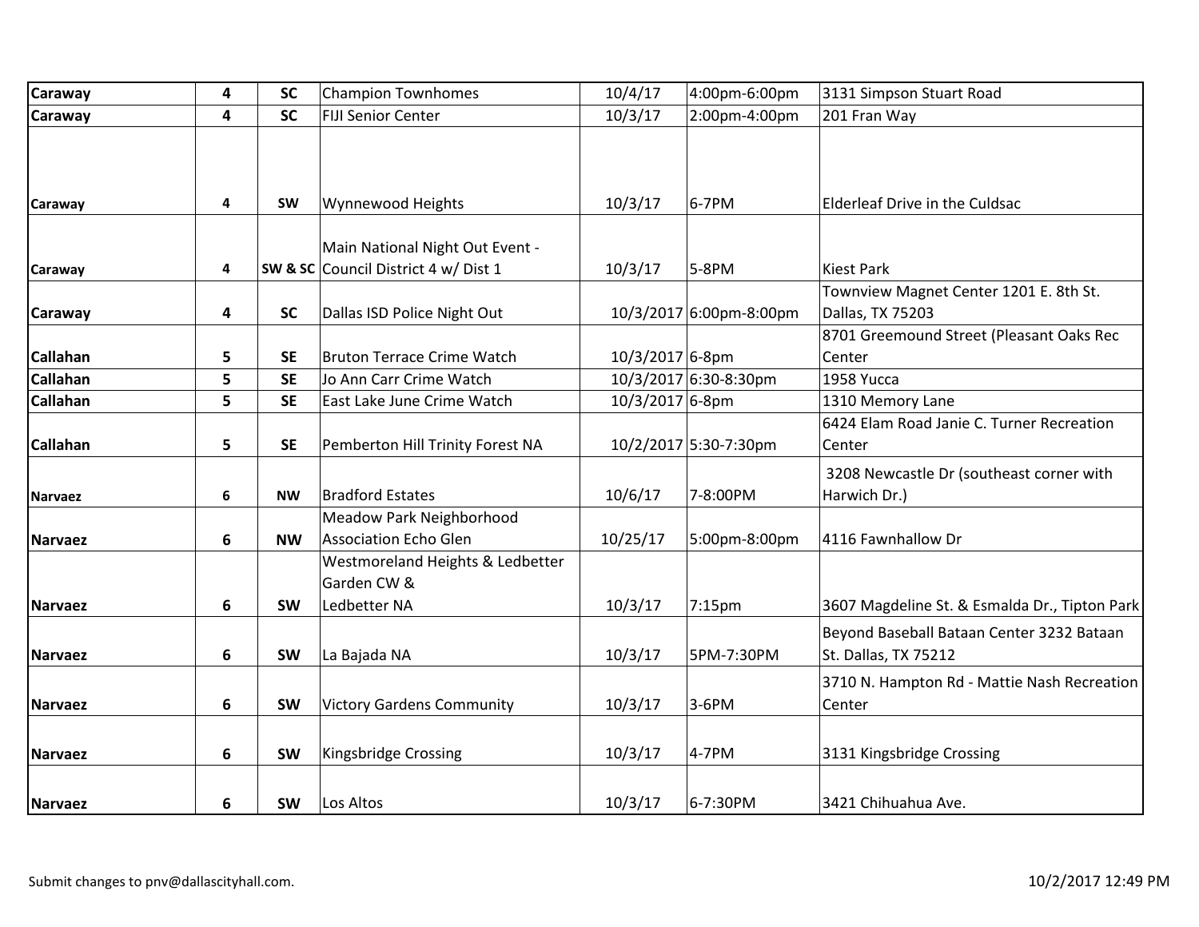| | | | | | | |
|---|---|---|---|---|---|---|
| **Caraway** | **4** | **SC** | Champion Townhomes | 10/4/17 | 4:00pm-6:00pm | 3131 Simpson Stuart Road |
| **Caraway** | **4** | **SC** | FIJI Senior Center | 10/3/17 | 2:00pm-4:00pm | 201 Fran Way |
| **Caraway** | **4** | **SW** | Wynnewood Heights | 10/3/17 | 6-7PM | Elderleaf Drive in the Culdsac |
| **Caraway** | **4** | **SW & SC** | Main National Night Out Event - Council District 4 w/ Dist 1 | 10/3/17 | 5-8PM | Kiest Park |
| **Caraway** | **4** | **SC** | Dallas ISD Police Night Out | 10/3/2017 | 6:00pm-8:00pm | Townview Magnet Center 1201 E. 8th St. Dallas, TX 75203 |
| **Callahan** | **5** | **SE** | Bruton Terrace Crime Watch | 10/3/2017 | 6-8pm | 8701 Greemound Street (Pleasant Oaks Rec Center |
| **Callahan** | **5** | **SE** | Jo Ann Carr Crime Watch | 10/3/2017 | 6:30-8:30pm | 1958 Yucca |
| **Callahan** | **5** | **SE** | East Lake June Crime Watch | 10/3/2017 | 6-8pm | 1310 Memory Lane |
| **Callahan** | **5** | **SE** | Pemberton Hill Trinity Forest NA | 10/2/2017 | 5:30-7:30pm | 6424 Elam Road Janie C. Turner Recreation Center |
| **Narvaez** | **6** | **NW** | Bradford Estates | 10/6/17 | 7-8:00PM | 3208 Newcastle Dr (southeast corner with Harwich Dr.) |
| **Narvaez** | **6** | **NW** | Meadow Park Neighborhood Association Echo Glen | 10/25/17 | 5:00pm-8:00pm | 4116 Fawnhallow Dr |
| **Narvaez** | **6** | **SW** | Westmoreland Heights & Ledbetter Garden CW & Ledbetter NA | 10/3/17 | 7:15pm | 3607 Magdeline St. & Esmalda Dr., Tipton Park |
| **Narvaez** | **6** | **SW** | La Bajada NA | 10/3/17 | 5PM-7:30PM | Beyond Baseball Bataan Center 3232 Bataan St. Dallas, TX 75212 |
| **Narvaez** | **6** | **SW** | Victory Gardens Community | 10/3/17 | 3-6PM | 3710 N. Hampton Rd - Mattie Nash Recreation Center |
| **Narvaez** | **6** | **SW** | Kingsbridge Crossing | 10/3/17 | 4-7PM | 3131 Kingsbridge Crossing |
| **Narvaez** | **6** | **SW** | Los Altos | 10/3/17 | 6-7:30PM | 3421 Chihuahua Ave. |

Submit changes to pnv@dallascityhall.com.

10/2/2017 12:49 PM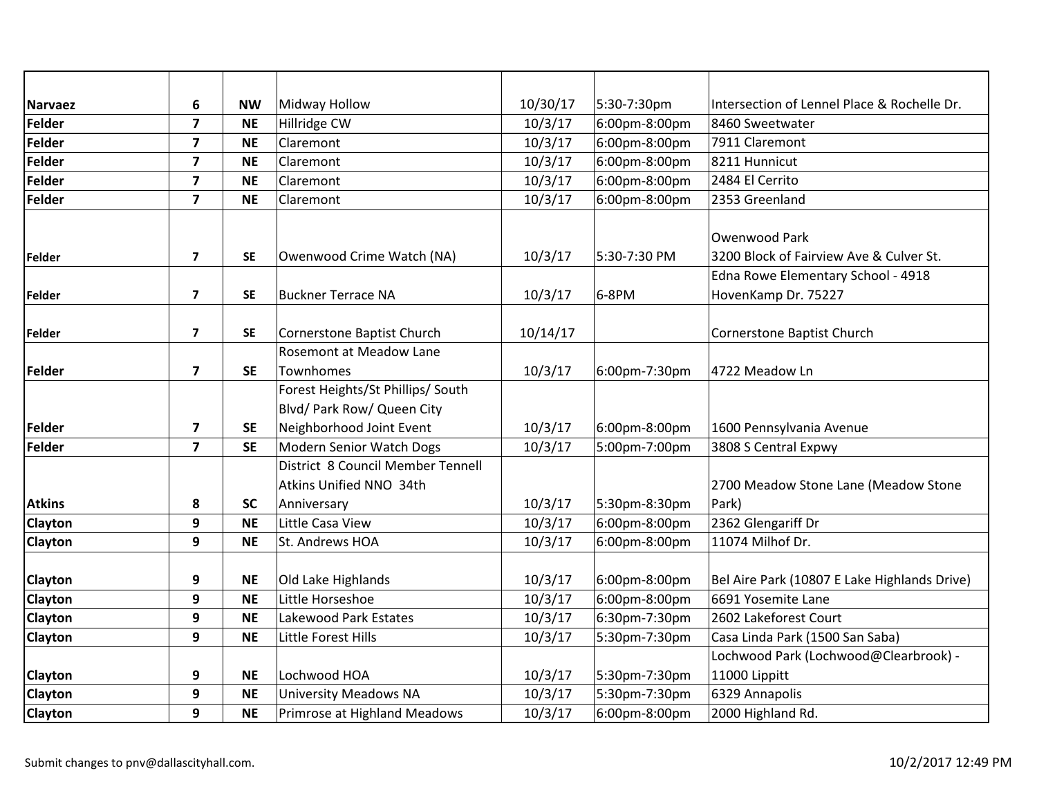| | | | | | | |
|---|---|---|---|---|---|---|
| **Narvaez** | **6** | **NW** | Midway Hollow | 10/30/17 | 5:30-7:30pm | Intersection of Lennel Place & Rochelle Dr. |
| **Felder** | **7** | **NE** | Hillridge CW | 10/3/17 | 6:00pm-8:00pm | 8460 Sweetwater |
| **Felder** | **7** | **NE** | Claremont | 10/3/17 | 6:00pm-8:00pm | 7911 Claremont |
| **Felder** | **7** | **NE** | Claremont | 10/3/17 | 6:00pm-8:00pm | 8211 Hunnicut |
| **Felder** | **7** | **NE** | Claremont | 10/3/17 | 6:00pm-8:00pm | 2484 El Cerrito |
| **Felder** | **7** | **NE** | Claremont | 10/3/17 | 6:00pm-8:00pm | 2353 Greenland |
| **Felder** | **7** | **SE** | Owenwood Crime Watch (NA) | 10/3/17 | 5:30-7:30 PM | Owenwood Park 3200 Block of Fairview Ave & Culver St. |
| **Felder** | **7** | **SE** | Buckner Terrace NA | 10/3/17 | 6-8PM | Edna Rowe Elementary School - 4918 HovenKamp Dr. 75227 |
| **Felder** | **7** | **SE** | Cornerstone Baptist Church | 10/14/17 | | Cornerstone Baptist Church |
| **Felder** | **7** | **SE** | Rosemont at Meadow Lane Townhomes | 10/3/17 | 6:00pm-7:30pm | 4722 Meadow Ln |
| **Felder** | **7** | **SE** | Forest Heights/St Phillips/ South Blvd/ Park Row/ Queen City Neighborhood Joint Event | 10/3/17 | 6:00pm-8:00pm | 1600 Pennsylvania Avenue |
| **Felder** | **7** | **SE** | Modern Senior Watch Dogs | 10/3/17 | 5:00pm-7:00pm | 3808 S Central Expwy |
| **Atkins** | **8** | **SC** | District 8 Council Member Tennell Atkins Unified NNO 34th Anniversary | 10/3/17 | 5:30pm-8:30pm | 2700 Meadow Stone Lane (Meadow Stone Park) |
| **Clayton** | **9** | **NE** | Little Casa View | 10/3/17 | 6:00pm-8:00pm | 2362 Glengariff Dr |
| **Clayton** | **9** | **NE** | St. Andrews HOA | 10/3/17 | 6:00pm-8:00pm | 11074 Milhof Dr. |
| **Clayton** | **9** | **NE** | Old Lake Highlands | 10/3/17 | 6:00pm-8:00pm | Bel Aire Park (10807 E Lake Highlands Drive) |
| **Clayton** | **9** | **NE** | Little Horseshoe | 10/3/17 | 6:00pm-8:00pm | 6691 Yosemite Lane |
| **Clayton** | **9** | **NE** | Lakewood Park Estates | 10/3/17 | 6:30pm-7:30pm | 2602 Lakeforest Court |
| **Clayton** | **9** | **NE** | Little Forest Hills | 10/3/17 | 5:30pm-7:30pm | Casa Linda Park (1500 San Saba) |
| **Clayton** | **9** | **NE** | Lochwood HOA | 10/3/17 | 5:30pm-7:30pm | Lochwood Park (Lochwood@Clearbrook) - 11000 Lippitt |
| **Clayton** | **9** | **NE** | University Meadows NA | 10/3/17 | 5:30pm-7:30pm | 6329 Annapolis |
| **Clayton** | **9** | **NE** | Primrose at Highland Meadows | 10/3/17 | 6:00pm-8:00pm | 2000 Highland Rd. |

Submit changes to pnv@dallascityhall.com.

10/2/2017 12:49 PM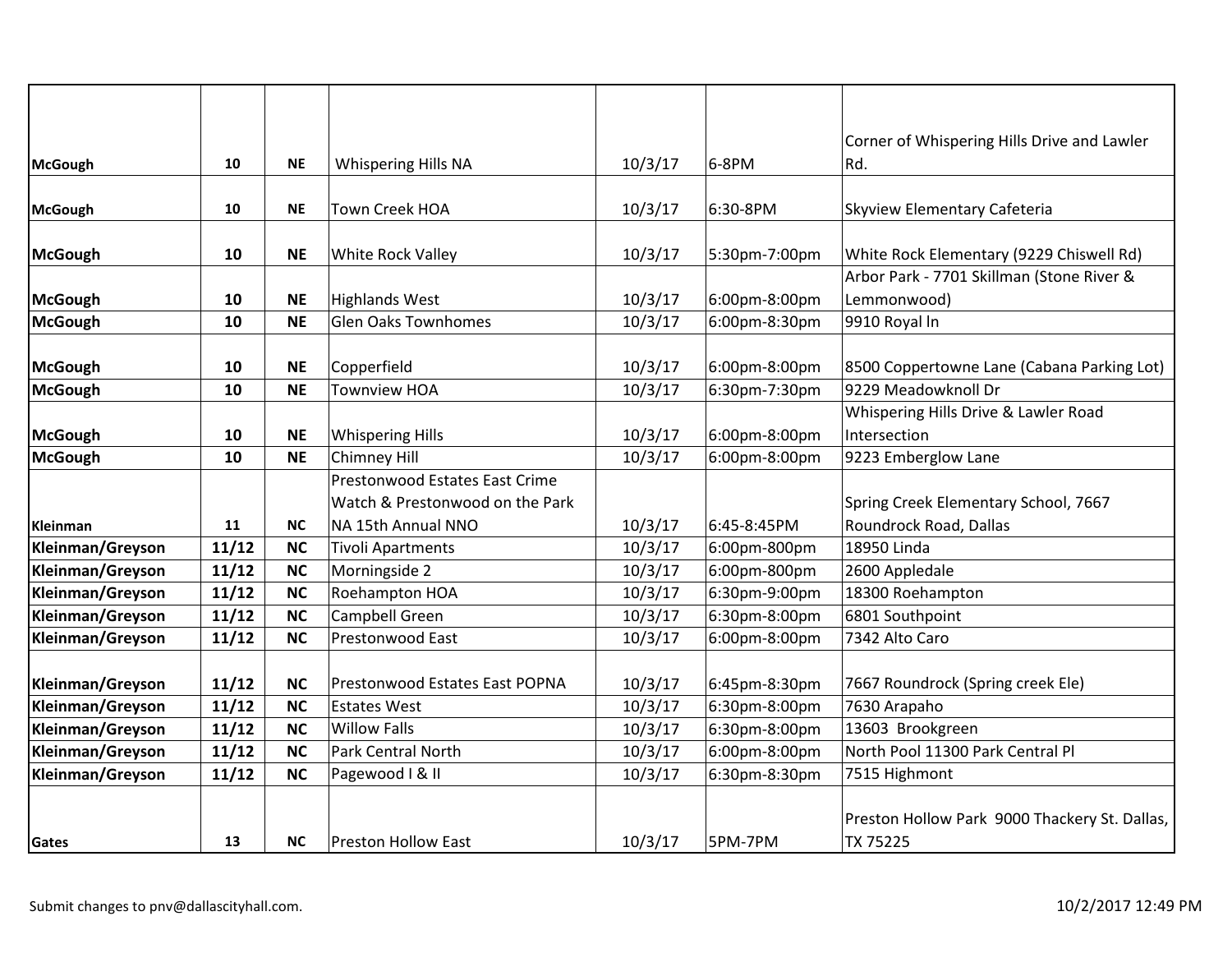| | | | | | | |
|---|---|---|---|---|---|---|
| **McGough** | **10** | **NE** | Whispering Hills NA | 10/3/17 | 6-8PM | Corner of Whispering Hills Drive and Lawler Rd. |
| **McGough** | **10** | **NE** | Town Creek HOA | 10/3/17 | 6:30-8PM | Skyview Elementary Cafeteria |
| **McGough** | **10** | **NE** | White Rock Valley | 10/3/17 | 5:30pm-7:00pm | White Rock Elementary (9229 Chiswell Rd) |
| **McGough** | **10** | **NE** | Highlands West | 10/3/17 | 6:00pm-8:00pm | Arbor Park - 7701 Skillman (Stone River & Lemmonwood) |
| **McGough** | **10** | **NE** | Glen Oaks Townhomes | 10/3/17 | 6:00pm-8:30pm | 9910 Royal ln |
| **McGough** | **10** | **NE** | Copperfield | 10/3/17 | 6:00pm-8:00pm | 8500 Coppertowne Lane (Cabana Parking Lot) |
| **McGough** | **10** | **NE** | Townview HOA | 10/3/17 | 6:30pm-7:30pm | 9229 Meadowknoll Dr |
| **McGough** | **10** | **NE** | Whispering Hills | 10/3/17 | 6:00pm-8:00pm | Whispering Hills Drive & Lawler Road Intersection |
| **McGough** | **10** | **NE** | Chimney Hill | 10/3/17 | 6:00pm-8:00pm | 9223 Emberglow Lane |
| **Kleinman** | **11** | **NC** | Prestonwood Estates East Crime Watch & Prestonwood on the Park NA 15th Annual NNO | 10/3/17 | 6:45-8:45PM | Spring Creek Elementary School, 7667 Roundrock Road, Dallas |
| **Kleinman/Greyson** | **11/12** | **NC** | Tivoli Apartments | 10/3/17 | 6:00pm-800pm | 18950 Linda |
| **Kleinman/Greyson** | **11/12** | **NC** | Morningside 2 | 10/3/17 | 6:00pm-800pm | 2600 Appledale |
| **Kleinman/Greyson** | **11/12** | **NC** | Roehampton HOA | 10/3/17 | 6:30pm-9:00pm | 18300 Roehampton |
| **Kleinman/Greyson** | **11/12** | **NC** | Campbell Green | 10/3/17 | 6:30pm-8:00pm | 6801 Southpoint |
| **Kleinman/Greyson** | **11/12** | **NC** | Prestonwood East | 10/3/17 | 6:00pm-8:00pm | 7342 Alto Caro |
| **Kleinman/Greyson** | **11/12** | **NC** | Prestonwood Estates East POPNA | 10/3/17 | 6:45pm-8:30pm | 7667 Roundrock (Spring creek Ele) |
| **Kleinman/Greyson** | **11/12** | **NC** | Estates West | 10/3/17 | 6:30pm-8:00pm | 7630 Arapaho |
| **Kleinman/Greyson** | **11/12** | **NC** | Willow Falls | 10/3/17 | 6:30pm-8:00pm | 13603 Brookgreen |
| **Kleinman/Greyson** | **11/12** | **NC** | Park Central North | 10/3/17 | 6:00pm-8:00pm | North Pool 11300 Park Central Pl |
| **Kleinman/Greyson** | **11/12** | **NC** | Pagewood I & II | 10/3/17 | 6:30pm-8:30pm | 7515 Highmont |
| **Gates** | **13** | **NC** | Preston Hollow East | 10/3/17 | 5PM-7PM | Preston Hollow Park 9000 Thackery St. Dallas, TX 75225 |

Submit changes to pnv@dallascityhall.com.

10/2/2017 12:49 PM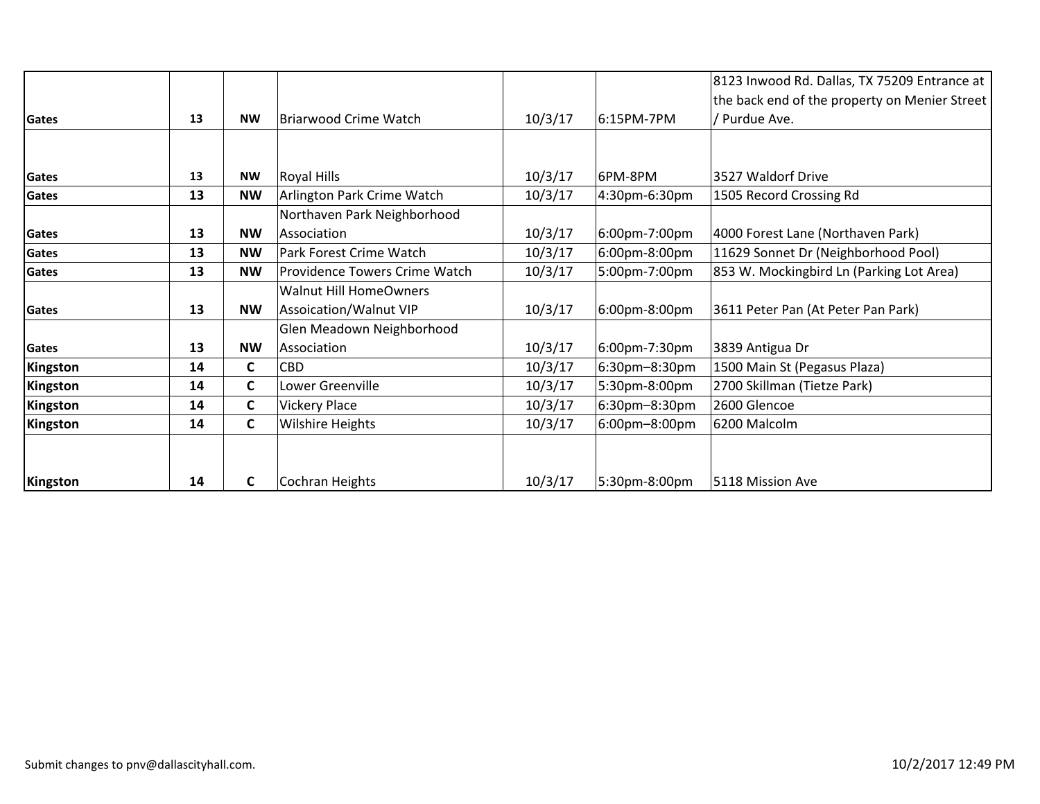| | | | | | | |
|---|---|---|---|---|---|---|
| **Gates** | **13** | **NW** | Briarwood Crime Watch | 10/3/17 | 6:15PM-7PM | 8123 Inwood Rd. Dallas, TX 75209 Entrance at the back end of the property on Menier Street / Purdue Ave. |
| **Gates** | **13** | **NW** | Royal Hills | 10/3/17 | 6PM-8PM | 3527 Waldorf Drive |
| **Gates** | **13** | **NW** | Arlington Park Crime Watch | 10/3/17 | 4:30pm-6:30pm | 1505 Record Crossing Rd |
| **Gates** | **13** | **NW** | Northaven Park Neighborhood Association | 10/3/17 | 6:00pm-7:00pm | 4000 Forest Lane (Northaven Park) |
| **Gates** | **13** | **NW** | Park Forest Crime Watch | 10/3/17 | 6:00pm-8:00pm | 11629 Sonnet Dr (Neighborhood Pool) |
| **Gates** | **13** | **NW** | Providence Towers Crime Watch | 10/3/17 | 5:00pm-7:00pm | 853 W. Mockingbird Ln (Parking Lot Area) |
| **Gates** | **13** | **NW** | Walnut Hill HomeOwners Assoication/Walnut VIP | 10/3/17 | 6:00pm-8:00pm | 3611 Peter Pan (At Peter Pan Park) |
| **Gates** | **13** | **NW** | Glen Meadown Neighborhood Association | 10/3/17 | 6:00pm-7:30pm | 3839 Antigua Dr |
| **Kingston** | **14** | **C** | CBD | 10/3/17 | 6:30pm–8:30pm | 1500 Main St (Pegasus Plaza) |
| **Kingston** | **14** | **C** | Lower Greenville | 10/3/17 | 5:30pm-8:00pm | 2700 Skillman (Tietze Park) |
| **Kingston** | **14** | **C** | Vickery Place | 10/3/17 | 6:30pm–8:30pm | 2600 Glencoe |
| **Kingston** | **14** | **C** | Wilshire Heights | 10/3/17 | 6:00pm–8:00pm | 6200 Malcolm |
| **Kingston** | **14** | **C** | Cochran Heights | 10/3/17 | 5:30pm-8:00pm | 5118 Mission Ave |

Submit changes to pnv@dallascityhall.com.

10/2/2017 12:49 PM